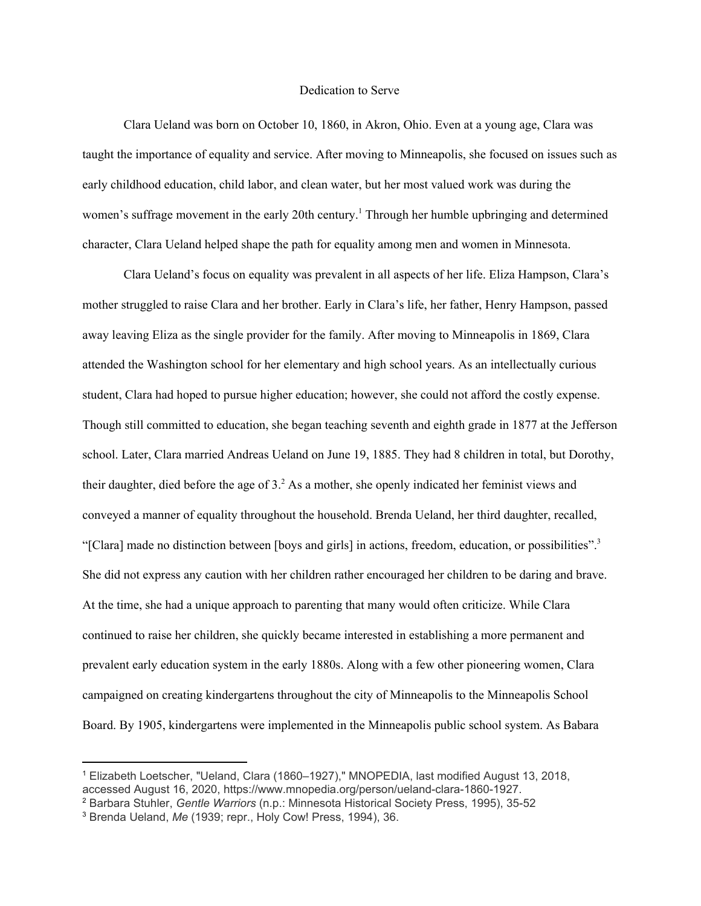# Dedication to Serve

Clara Ueland was born on October 10, 1860, in Akron, Ohio. Even at a young age, Clara was taught the importance of equality and service. After moving to Minneapolis, she focused on issues such as early childhood education, child labor, and clean water, but her most valued work was during the women's suffrage movement in the early 20th century.[1] Through her humble upbringing and determined character, Clara Ueland helped shape the path for equality among men and women in Minnesota.

Clara Ueland's focus on equality was prevalent in all aspects of her life. Eliza Hampson, Clara's mother struggled to raise Clara and her brother. Early in Clara's life, her father, Henry Hampson, passed away leaving Eliza as the single provider for the family. After moving to Minneapolis in 1869, Clara attended the Washington school for her elementary and high school years. As an intellectually curious student, Clara had hoped to pursue higher education; however, she could not afford the costly expense. Though still committed to education, she began teaching seventh and eighth grade in 1877 at the Jefferson school. Later, Clara married Andreas Ueland on June 19, 1885. They had 8 children in total, but Dorothy, their daughter, died before the age of 3.[2] As a mother, she openly indicated her feminist views and conveyed a manner of equality throughout the household. Brenda Ueland, her third daughter, recalled, "[Clara] made no distinction between [boys and girls] in actions, freedom, education, or possibilities".[3] She did not express any caution with her children rather encouraged her children to be daring and brave. At the time, she had a unique approach to parenting that many would often criticize. While Clara continued to raise her children, she quickly became interested in establishing a more permanent and prevalent early education system in the early 1880s. Along with a few other pioneering women, Clara campaigned on creating kindergartens throughout the city of Minneapolis to the Minneapolis School Board. By 1905, kindergartens were implemented in the Minneapolis public school system. As Babara

---

[1] Elizabeth Loetscher, "Ueland, Clara (1860–1927)," MNOPEDIA, last modified August 13, 2018, accessed August 16, 2020, https://www.mnopedia.org/person/ueland-clara-1860-1927.

[2] Barbara Stuhler, *Gentle Warriors* (n.p.: Minnesota Historical Society Press, 1995), 35-52

[3] Brenda Ueland, *Me* (1939; repr., Holy Cow! Press, 1994), 36.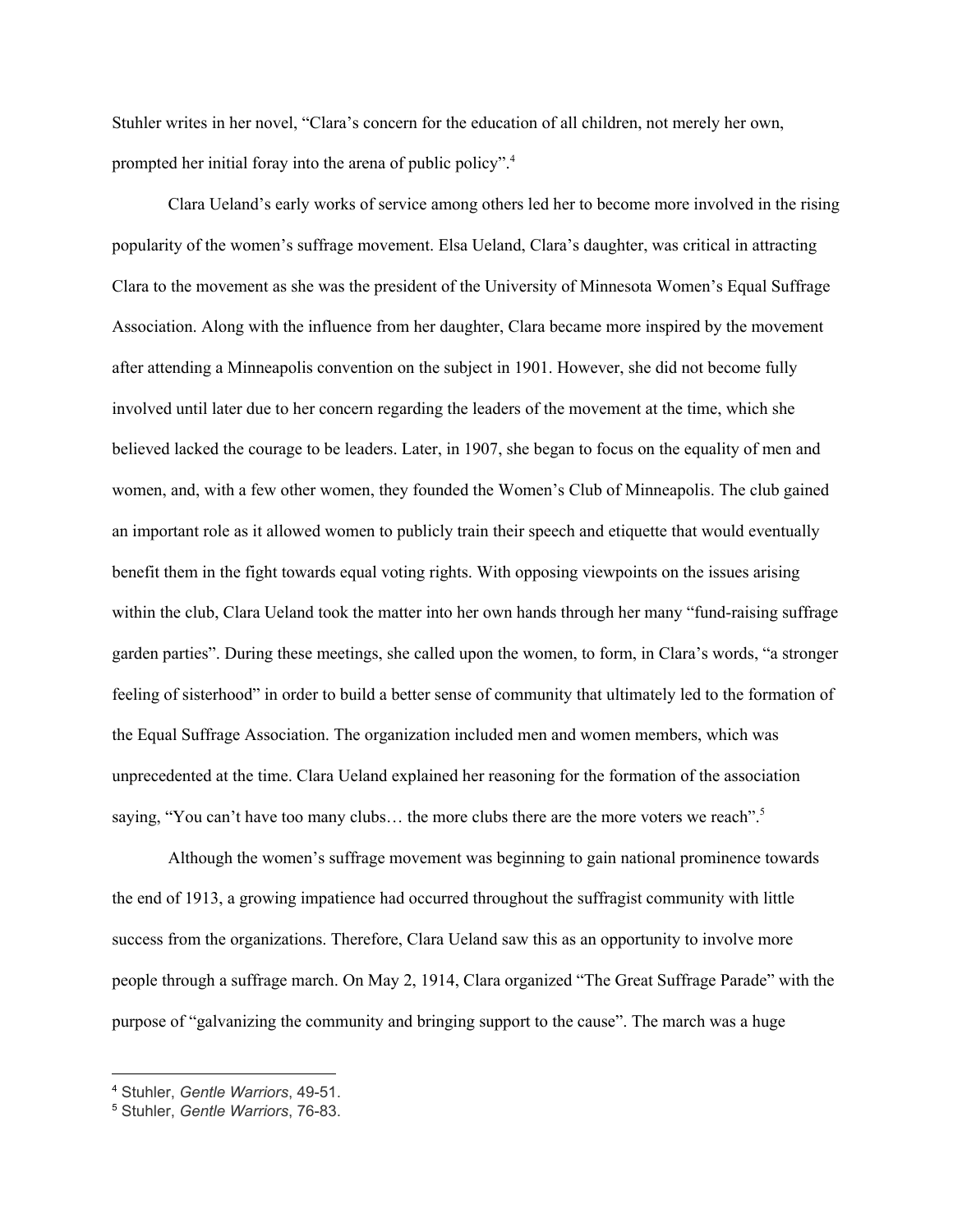Stuhler writes in her novel, "Clara's concern for the education of all children, not merely her own, prompted her initial foray into the arena of public policy".[4]

Clara Ueland's early works of service among others led her to become more involved in the rising popularity of the women's suffrage movement. Elsa Ueland, Clara's daughter, was critical in attracting Clara to the movement as she was the president of the University of Minnesota Women's Equal Suffrage Association. Along with the influence from her daughter, Clara became more inspired by the movement after attending a Minneapolis convention on the subject in 1901. However, she did not become fully involved until later due to her concern regarding the leaders of the movement at the time, which she believed lacked the courage to be leaders. Later, in 1907, she began to focus on the equality of men and women, and, with a few other women, they founded the Women's Club of Minneapolis. The club gained an important role as it allowed women to publicly train their speech and etiquette that would eventually benefit them in the fight towards equal voting rights. With opposing viewpoints on the issues arising within the club, Clara Ueland took the matter into her own hands through her many "fund-raising suffrage garden parties". During these meetings, she called upon the women, to form, in Clara's words, "a stronger feeling of sisterhood" in order to build a better sense of community that ultimately led to the formation of the Equal Suffrage Association. The organization included men and women members, which was unprecedented at the time. Clara Ueland explained her reasoning for the formation of the association saying, "You can't have too many clubs… the more clubs there are the more voters we reach".[5]

Although the women's suffrage movement was beginning to gain national prominence towards the end of 1913, a growing impatience had occurred throughout the suffragist community with little success from the organizations. Therefore, Clara Ueland saw this as an opportunity to involve more people through a suffrage march. On May 2, 1914, Clara organized "The Great Suffrage Parade" with the purpose of "galvanizing the community and bringing support to the cause". The march was a huge

---

[4] Stuhler, *Gentle Warriors*, 49-51.

[5] Stuhler, *Gentle Warriors*, 76-83.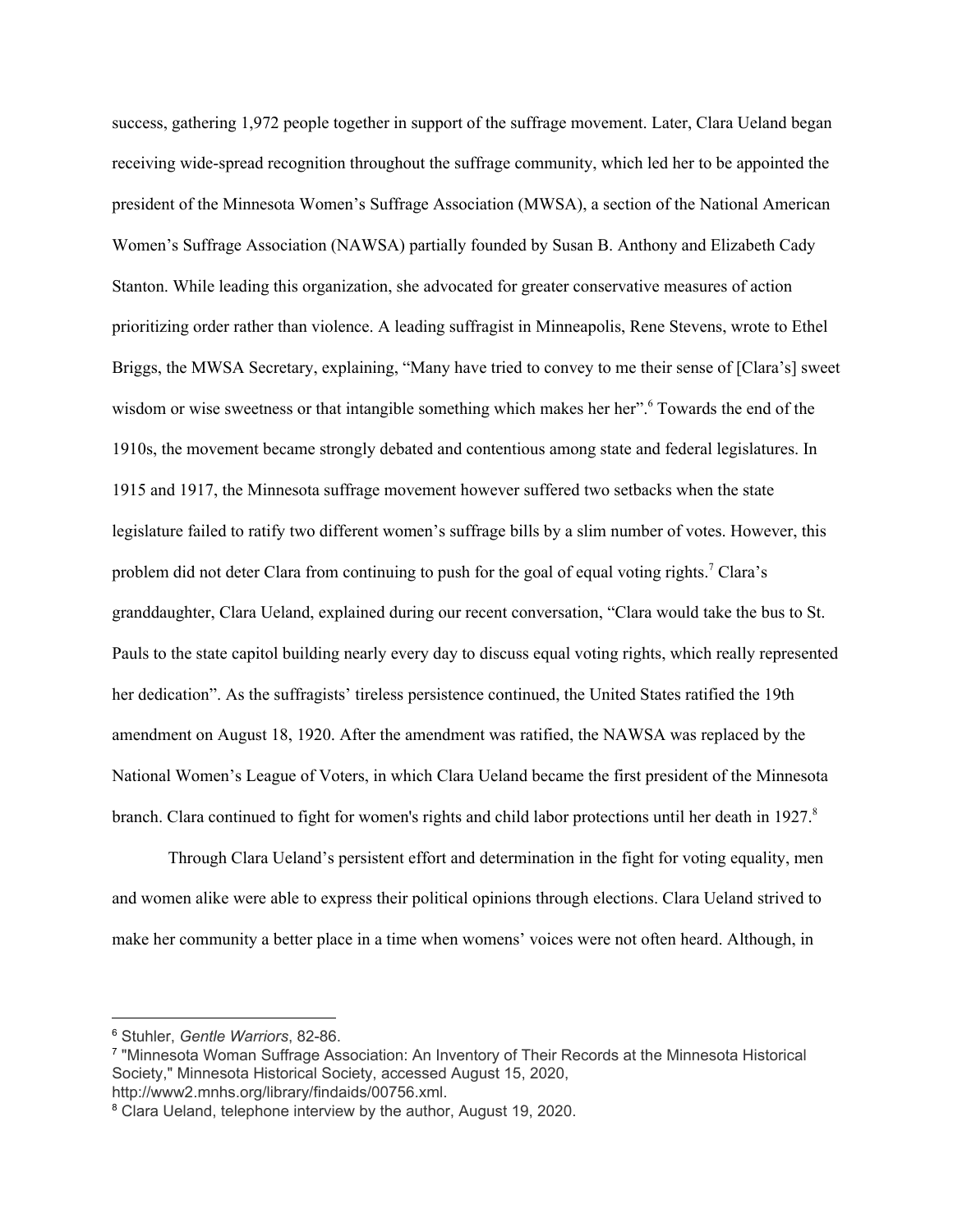success, gathering 1,972 people together in support of the suffrage movement. Later, Clara Ueland began receiving wide-spread recognition throughout the suffrage community, which led her to be appointed the president of the Minnesota Women's Suffrage Association (MWSA), a section of the National American Women's Suffrage Association (NAWSA) partially founded by Susan B. Anthony and Elizabeth Cady Stanton. While leading this organization, she advocated for greater conservative measures of action prioritizing order rather than violence. A leading suffragist in Minneapolis, Rene Stevens, wrote to Ethel Briggs, the MWSA Secretary, explaining, "Many have tried to convey to me their sense of [Clara's] sweet wisdom or wise sweetness or that intangible something which makes her her".[6] Towards the end of the 1910s, the movement became strongly debated and contentious among state and federal legislatures. In 1915 and 1917, the Minnesota suffrage movement however suffered two setbacks when the state legislature failed to ratify two different women's suffrage bills by a slim number of votes. However, this problem did not deter Clara from continuing to push for the goal of equal voting rights.[7] Clara's granddaughter, Clara Ueland, explained during our recent conversation, "Clara would take the bus to St. Pauls to the state capitol building nearly every day to discuss equal voting rights, which really represented her dedication". As the suffragists' tireless persistence continued, the United States ratified the 19th amendment on August 18, 1920. After the amendment was ratified, the NAWSA was replaced by the National Women's League of Voters, in which Clara Ueland became the first president of the Minnesota branch. Clara continued to fight for women's rights and child labor protections until her death in 1927.[8]

Through Clara Ueland's persistent effort and determination in the fight for voting equality, men and women alike were able to express their political opinions through elections. Clara Ueland strived to make her community a better place in a time when womens' voices were not often heard. Although, in

---

[6] Stuhler, *Gentle Warriors*, 82-86.

[7] "Minnesota Woman Suffrage Association: An Inventory of Their Records at the Minnesota Historical Society," Minnesota Historical Society, accessed August 15, 2020, http://www2.mnhs.org/library/findaids/00756.xml.

[8] Clara Ueland, telephone interview by the author, August 19, 2020.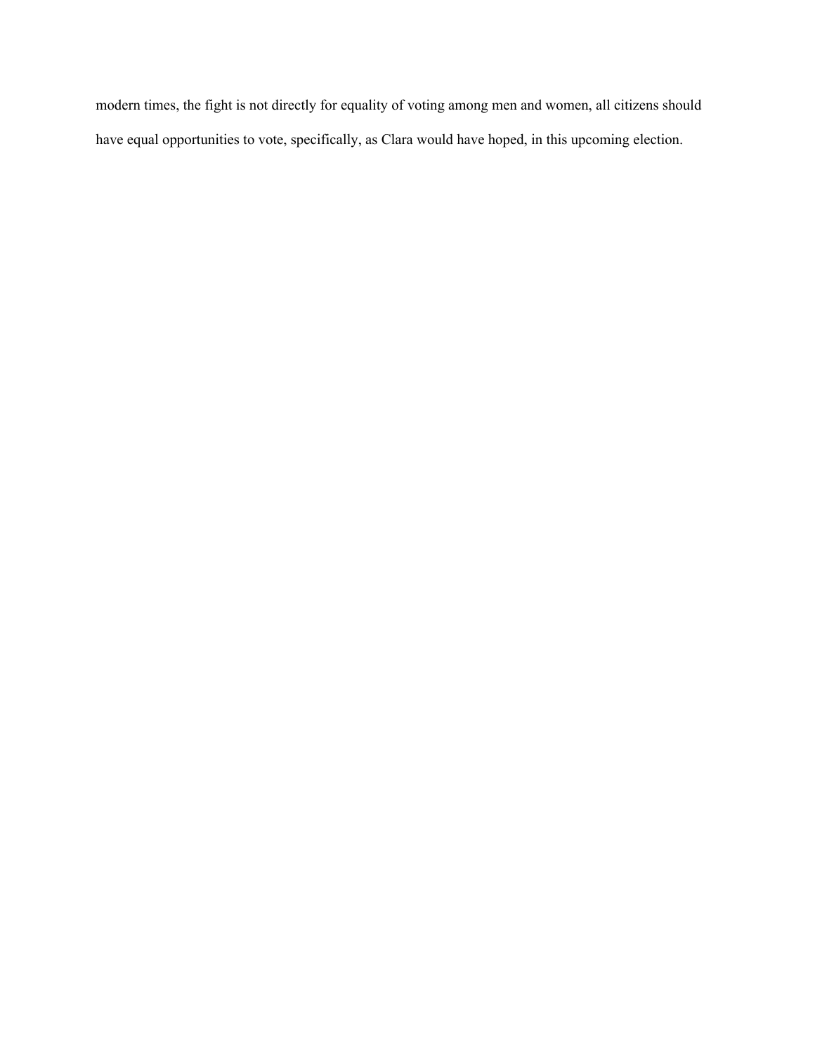modern times, the fight is not directly for equality of voting among men and women, all citizens should have equal opportunities to vote, specifically, as Clara would have hoped, in this upcoming election.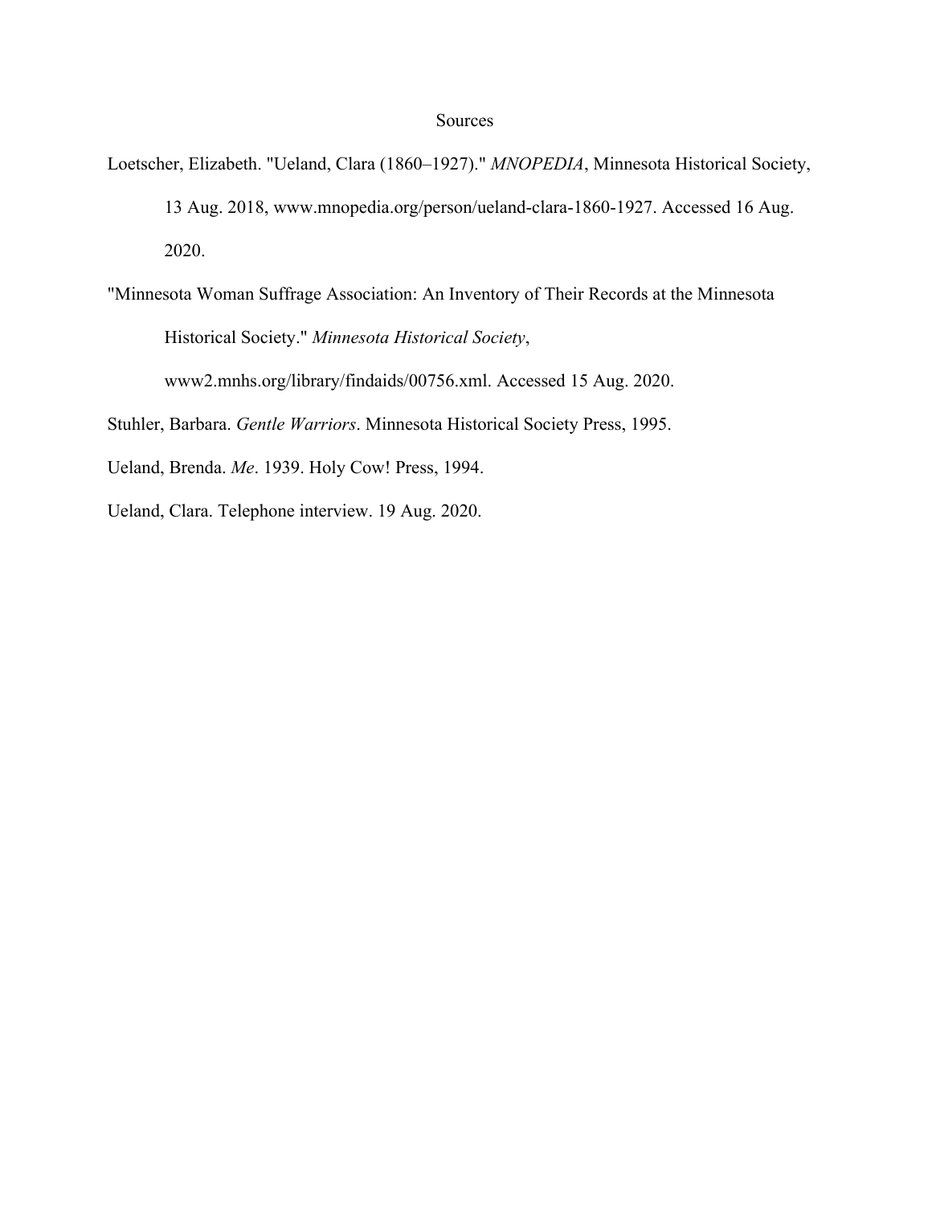# Sources

Loetscher, Elizabeth. "Ueland, Clara (1860–1927)." *MNOPEDIA*, Minnesota Historical Society, 13 Aug. 2018, www.mnopedia.org/person/ueland-clara-1860-1927. Accessed 16 Aug. 2020.

"Minnesota Woman Suffrage Association: An Inventory of Their Records at the Minnesota Historical Society." *Minnesota Historical Society*, www2.mnhs.org/library/findaids/00756.xml. Accessed 15 Aug. 2020.

Stuhler, Barbara. *Gentle Warriors*. Minnesota Historical Society Press, 1995.

Ueland, Brenda. *Me*. 1939. Holy Cow! Press, 1994.

Ueland, Clara. Telephone interview. 19 Aug. 2020.